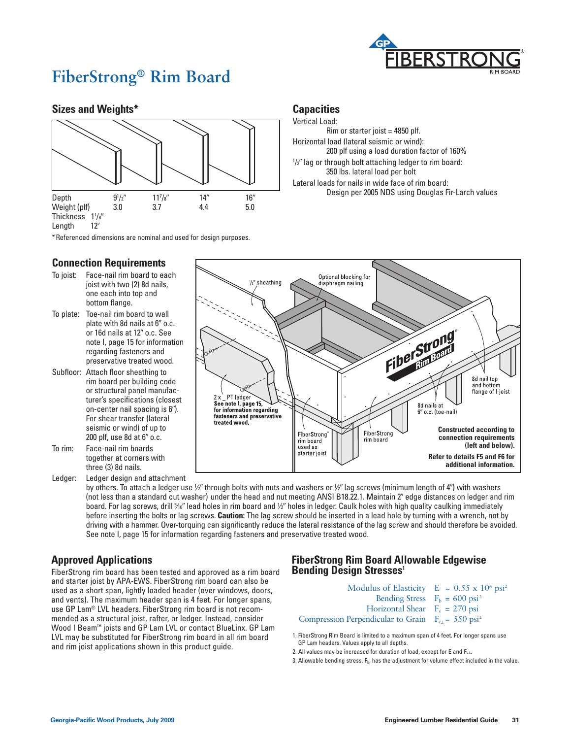# FiberStrong® Rim Board

## Sizes and Weights*

| Depth | $9^1/_2''$ | $11^7/_8''$ | 14″ | 16″ |
|---|---|---|---|---|
| Weight (plf) | 3.0 | 3.7 | 4.4 | 5.0 |

Thickness $1^1/_8''$

Length 12′

*Referenced dimensions are nominal and used for design purposes.

## Capacities

Vertical Load:
Rim or starter joist = 4850 plf.

Horizontal load (lateral seismic or wind):
200 plf using a load duration factor of 160%

$^1/_2''$ lag or through bolt attaching ledger to rim board:
350 lbs. lateral load per bolt

Lateral loads for nails in wide face of rim board:
Design per 2005 NDS using Douglas Fir-Larch values

## Connection Requirements

**To joist:** Face-nail rim board to each joist with two (2) 8d nails, one each into top and bottom flange.

**To plate:** Toe-nail rim board to wall plate with 8d nails at 6″ o.c. or 16d nails at 12″ o.c. See note I, page 15 for information regarding fasteners and preservative treated wood.

**Subfloor:** Attach floor sheathing to rim board per building code or structural panel manufacturer's specifications (closest on-center nail spacing is 6″). For shear transfer (lateral seismic or wind) of up to 200 plf, use 8d at 6″ o.c.

**To rim:** Face-nail rim boards together at corners with three (3) 8d nails.

**Ledger:** Ledger design and attachment by others. To attach a ledger use ½″ through bolts with nuts and washers or ½″ lag screws (minimum length of 4″) with washers (not less than a standard cut washer) under the head and nut meeting ANSI B18.22.1. Maintain 2″ edge distances on ledger and rim board. For lag screws, drill 5⁄16″ lead holes in rim board and ½″ holes in ledger. Caulk holes with high quality caulking immediately before inserting the bolts or lag screws. **Caution:** The lag screw should be inserted in a lead hole by turning with a wrench, not by driving with a hammer. Over-torquing can significantly reduce the lateral resistance of the lag screw and should therefore be avoided. See note I, page 15 for information regarding fasteners and preservative treated wood.

½″ sheathing

Optional blocking for diaphragm nailing

2 x _ PT ledger
**See note I, page 15, for information regarding fasteners and preservative treated wood.**

FiberStrong® rim board used as starter joist

FiberStrong rim board

8d nails at 6″ o.c. (toe-nail)

8d nail top and bottom flange of I-joist

**Constructed according to connection requirements (left and below).**

**Refer to details F5 and F6 for additional information.**

## Approved Applications

FiberStrong rim board has been tested and approved as a rim board and starter joist by APA-EWS. FiberStrong rim board can also be used as a short span, lightly loaded header (over windows, doors, and vents). The maximum header span is 4 feet. For longer spans, use GP Lam® LVL headers. FiberStrong rim board is not recommended as a structural joist, rafter, or ledger. Instead, consider Wood I Beam™ joists and GP Lam LVL or contact BlueLinx. GP Lam LVL may be substituted for FiberStrong rim board in all rim board and rim joist applications shown in this product guide.

## FiberStrong Rim Board Allowable Edgewise Bending Design Stresses[1]

| | |
|---|---|
| Modulus of Elasticity | $E = 0.55 \times 10^6$ psi[2] |
| Bending Stress | $F_b = 600$ psi[3] |
| Horizontal Shear | $F_v = 270$ psi |
| Compression Perpendicular to Grain | $F_{c\perp} = 550$ psi[2] |

1. FiberStrong Rim Board is limited to a maximum span of 4 feet. For longer spans use GP Lam headers. Values apply to all depths.
2. All values may be increased for duration of load, except for E and $F_{c\perp}$.
3. Allowable bending stress, $F_b$, has the adjustment for volume effect included in the value.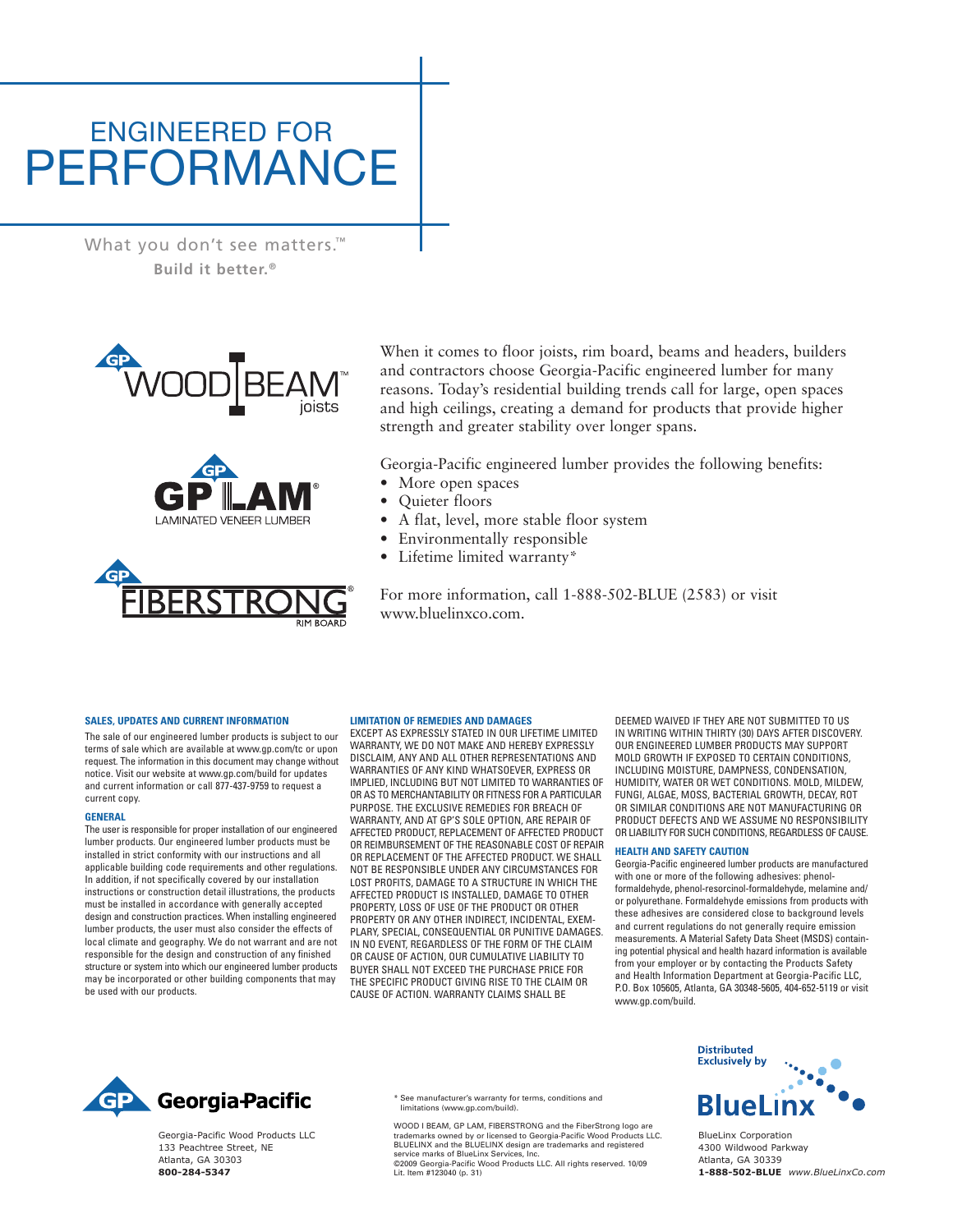# ENGINEERED FOR PERFORMANCE

What you don't see matters.™
**Build it better.®**

WOOD I BEAM™ joists

GP LAM® LAMINATED VENEER LUMBER

FIBERSTRONG® RIM BOARD

When it comes to floor joists, rim board, beams and headers, builders and contractors choose Georgia-Pacific engineered lumber for many reasons. Today's residential building trends call for large, open spaces and high ceilings, creating a demand for products that provide higher strength and greater stability over longer spans.

Georgia-Pacific engineered lumber provides the following benefits:

- More open spaces
- Quieter floors
- A flat, level, more stable floor system
- Environmentally responsible
- Lifetime limited warranty*

For more information, call 1-888-502-BLUE (2583) or visit www.bluelinxco.com.

### SALES, UPDATES AND CURRENT INFORMATION

The sale of our engineered lumber products is subject to our terms of sale which are available at www.gp.com/tc or upon request. The information in this document may change without notice. Visit our website at www.gp.com/build for updates and current information or call 877-437-9759 to request a current copy.

### GENERAL

The user is responsible for proper installation of our engineered lumber products. Our engineered lumber products must be installed in strict conformity with our instructions and all applicable building code requirements and other regulations. In addition, if not specifically covered by our installation instructions or construction detail illustrations, the products must be installed in accordance with generally accepted design and construction practices. When installing engineered lumber products, the user must also consider the effects of local climate and geography. We do not warrant and are not responsible for the design and construction of any finished structure or system into which our engineered lumber products may be incorporated or other building components that may be used with our products.

### LIMITATION OF REMEDIES AND DAMAGES

EXCEPT AS EXPRESSLY STATED IN OUR LIFETIME LIMITED WARRANTY, WE DO NOT MAKE AND HEREBY EXPRESSLY DISCLAIM, ANY AND ALL OTHER REPRESENTATIONS AND WARRANTIES OF ANY KIND WHATSOEVER, EXPRESS OR IMPLIED, INCLUDING BUT NOT LIMITED TO WARRANTIES OF OR AS TO MERCHANTABILITY OR FITNESS FOR A PARTICULAR PURPOSE. THE EXCLUSIVE REMEDIES FOR BREACH OF WARRANTY, AND AT GP'S SOLE OPTION, ARE REPAIR OF AFFECTED PRODUCT, REPLACEMENT OF AFFECTED PRODUCT OR REIMBURSEMENT OF THE REASONABLE COST OF REPAIR OR REPLACEMENT OF THE AFFECTED PRODUCT. WE SHALL NOT BE RESPONSIBLE UNDER ANY CIRCUMSTANCES FOR LOST PROFITS, DAMAGE TO A STRUCTURE IN WHICH THE AFFECTED PRODUCT IS INSTALLED, DAMAGE TO OTHER PROPERTY, LOSS OF USE OF THE PRODUCT OR OTHER PROPERTY OR ANY OTHER INDIRECT, INCIDENTAL, EXEMPLARY, SPECIAL, CONSEQUENTIAL OR PUNITIVE DAMAGES. IN NO EVENT, REGARDLESS OF THE FORM OF THE CLAIM OR CAUSE OF ACTION, OUR CUMULATIVE LIABILITY TO BUYER SHALL NOT EXCEED THE PURCHASE PRICE FOR THE SPECIFIC PRODUCT GIVING RISE TO THE CLAIM OR CAUSE OF ACTION. WARRANTY CLAIMS SHALL BE DEEMED WAIVED IF THEY ARE NOT SUBMITTED TO US IN WRITING WITHIN THIRTY (30) DAYS AFTER DISCOVERY. OUR ENGINEERED LUMBER PRODUCTS MAY SUPPORT MOLD GROWTH IF EXPOSED TO CERTAIN CONDITIONS, INCLUDING MOISTURE, DAMPNESS, CONDENSATION, HUMIDITY, WATER OR WET CONDITIONS. MOLD, MILDEW, FUNGI, ALGAE, MOSS, BACTERIAL GROWTH, DECAY, ROT OR SIMILAR CONDITIONS ARE NOT MANUFACTURING OR PRODUCT DEFECTS AND WE ASSUME NO RESPONSIBILITY OR LIABILITY FOR SUCH CONDITIONS, REGARDLESS OF CAUSE.

### HEALTH AND SAFETY CAUTION

Georgia-Pacific engineered lumber products are manufactured with one or more of the following adhesives: phenol-formaldehyde, phenol-resorcinol-formaldehyde, melamine and/or polyurethane. Formaldehyde emissions from products with these adhesives are considered close to background levels and current regulations do not generally require emission measurements. A Material Safety Data Sheet (MSDS) containing potential physical and health hazard information is available from your employer or by contacting the Products Safety and Health Information Department at Georgia-Pacific LLC, P.O. Box 105605, Atlanta, GA 30348-5605, 404-652-5119 or visit www.gp.com/build.

**Georgia-Pacific**

Georgia-Pacific Wood Products LLC
133 Peachtree Street, NE
Atlanta, GA 30303
**800-284-5347**

\* See manufacturer's warranty for terms, conditions and limitations (www.gp.com/build).

WOOD I BEAM, GP LAM, FIBERSTRONG and the FiberStrong logo are trademarks owned by or licensed to Georgia-Pacific Wood Products LLC. BLUELINX and the BLUELINX design are trademarks and registered service marks of BlueLinx Services, Inc.
©2009 Georgia-Pacific Wood Products LLC. All rights reserved. 10/09
Lit. Item #123040 (p. 31)

**Distributed Exclusively by**

**BlueLinx**

BlueLinx Corporation
4300 Wildwood Parkway
Atlanta, GA 30339
**1-888-502-BLUE** *www.BlueLinxCo.com*